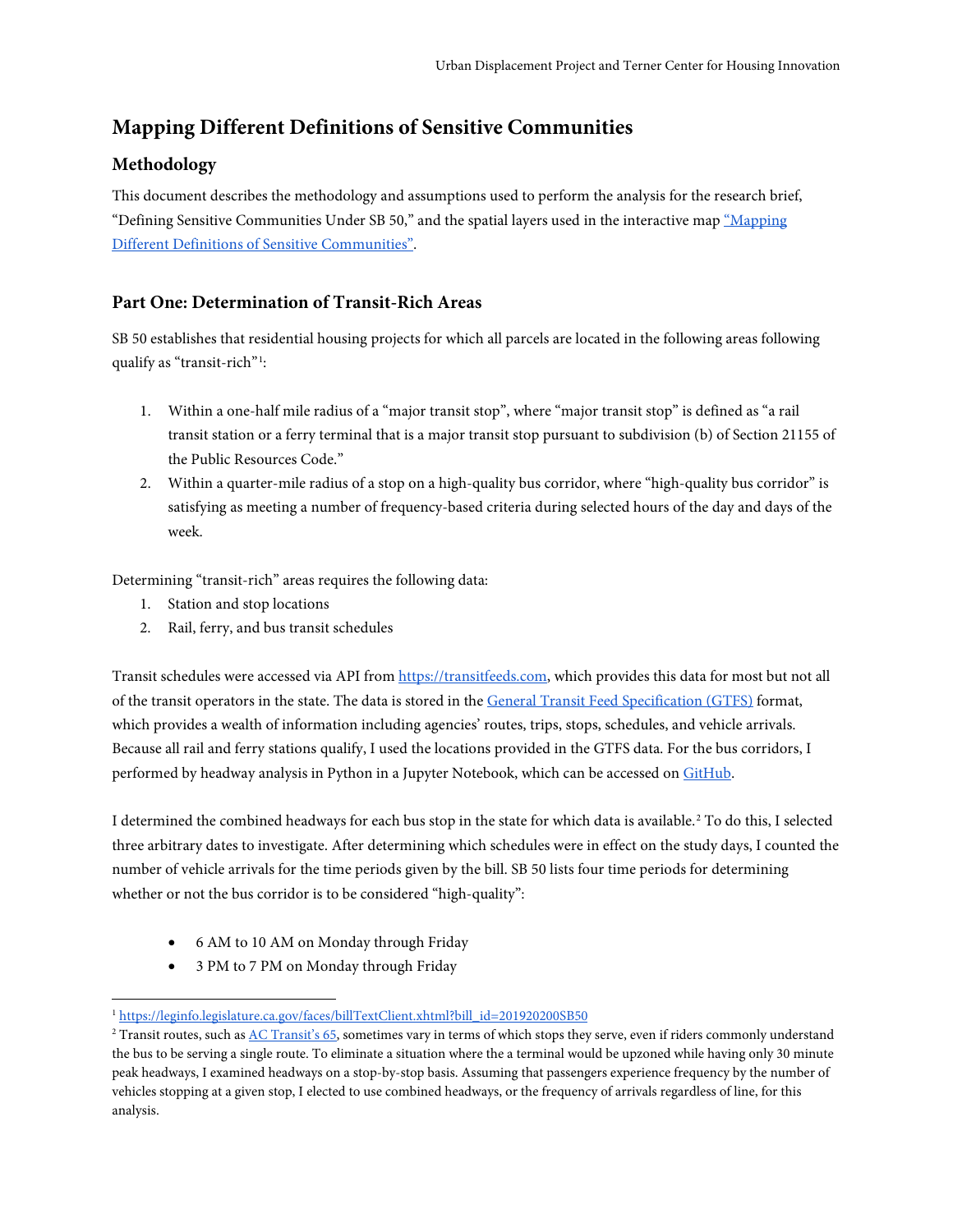# Mapping Different Definitions of Sensitive Communities

## Methodology

This document describes the methodology and assumptions used to perform the analysis for the research brief, "Defining Sensitive Communities Under SB 50," and the spatial layers used in the interactive map "Mapping Different Definitions of Sensitive Communities".

## Part One: Determination of Transit-Rich Areas

SB 50 establishes that residential housing projects for which all parcels are located in the following areas following qualify as "transit-rich"[1]:

1. Within a one-half mile radius of a "major transit stop", where "major transit stop" is defined as "a rail transit station or a ferry terminal that is a major transit stop pursuant to subdivision (b) of Section 21155 of the Public Resources Code."
2. Within a quarter-mile radius of a stop on a high-quality bus corridor, where "high-quality bus corridor" is satisfying as meeting a number of frequency-based criteria during selected hours of the day and days of the week.

Determining "transit-rich" areas requires the following data:

1. Station and stop locations
2. Rail, ferry, and bus transit schedules

Transit schedules were accessed via API from https://transitfeeds.com, which provides this data for most but not all of the transit operators in the state. The data is stored in the General Transit Feed Specification (GTFS) format, which provides a wealth of information including agencies' routes, trips, stops, schedules, and vehicle arrivals. Because all rail and ferry stations qualify, I used the locations provided in the GTFS data. For the bus corridors, I performed by headway analysis in Python in a Jupyter Notebook, which can be accessed on GitHub.

I determined the combined headways for each bus stop in the state for which data is available.[2] To do this, I selected three arbitrary dates to investigate. After determining which schedules were in effect on the study days, I counted the number of vehicle arrivals for the time periods given by the bill. SB 50 lists four time periods for determining whether or not the bus corridor is to be considered "high-quality":

- 6 AM to 10 AM on Monday through Friday
- 3 PM to 7 PM on Monday through Friday

[1] https://leginfo.legislature.ca.gov/faces/billTextClient.xhtml?bill_id=201920200SB50

[2] Transit routes, such as AC Transit's 65, sometimes vary in terms of which stops they serve, even if riders commonly understand the bus to be serving a single route. To eliminate a situation where the a terminal would be upzoned while having only 30 minute peak headways, I examined headways on a stop-by-stop basis. Assuming that passengers experience frequency by the number of vehicles stopping at a given stop, I elected to use combined headways, or the frequency of arrivals regardless of line, for this analysis.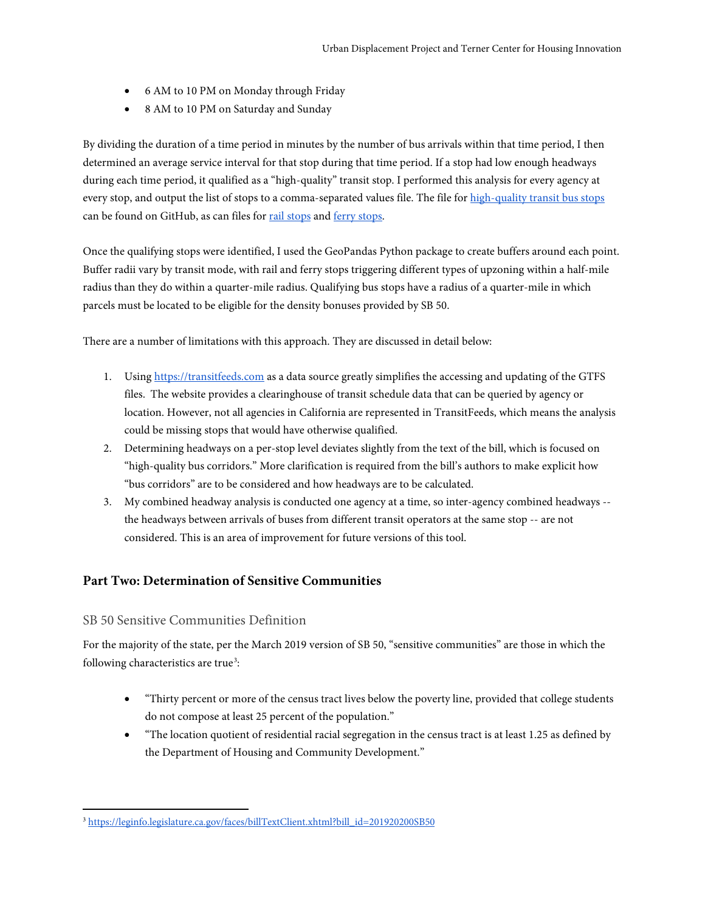- 6 AM to 10 PM on Monday through Friday
- 8 AM to 10 PM on Saturday and Sunday

By dividing the duration of a time period in minutes by the number of bus arrivals within that time period, I then determined an average service interval for that stop during that time period. If a stop had low enough headways during each time period, it qualified as a "high-quality" transit stop. I performed this analysis for every agency at every stop, and output the list of stops to a comma-separated values file. The file for [high-quality transit bus stops]() can be found on GitHub, as can files for [rail stops]() and [ferry stops]().

Once the qualifying stops were identified, I used the GeoPandas Python package to create buffers around each point. Buffer radii vary by transit mode, with rail and ferry stops triggering different types of upzoning within a half-mile radius than they do within a quarter-mile radius. Qualifying bus stops have a radius of a quarter-mile in which parcels must be located to be eligible for the density bonuses provided by SB 50.

There are a number of limitations with this approach. They are discussed in detail below:

1. Using https://transitfeeds.com as a data source greatly simplifies the accessing and updating of the GTFS files. The website provides a clearinghouse of transit schedule data that can be queried by agency or location. However, not all agencies in California are represented in TransitFeeds, which means the analysis could be missing stops that would have otherwise qualified.
2. Determining headways on a per-stop level deviates slightly from the text of the bill, which is focused on "high-quality bus corridors." More clarification is required from the bill's authors to make explicit how "bus corridors" are to be considered and how headways are to be calculated.
3. My combined headway analysis is conducted one agency at a time, so inter-agency combined headways -- the headways between arrivals of buses from different transit operators at the same stop -- are not considered. This is an area of improvement for future versions of this tool.

## Part Two: Determination of Sensitive Communities

### SB 50 Sensitive Communities Definition

For the majority of the state, per the March 2019 version of SB 50, "sensitive communities" are those in which the following characteristics are true[3]:

- "Thirty percent or more of the census tract lives below the poverty line, provided that college students do not compose at least 25 percent of the population."
- "The location quotient of residential racial segregation in the census tract is at least 1.25 as defined by the Department of Housing and Community Development."

[3] https://leginfo.legislature.ca.gov/faces/billTextClient.xhtml?bill_id=201920200SB50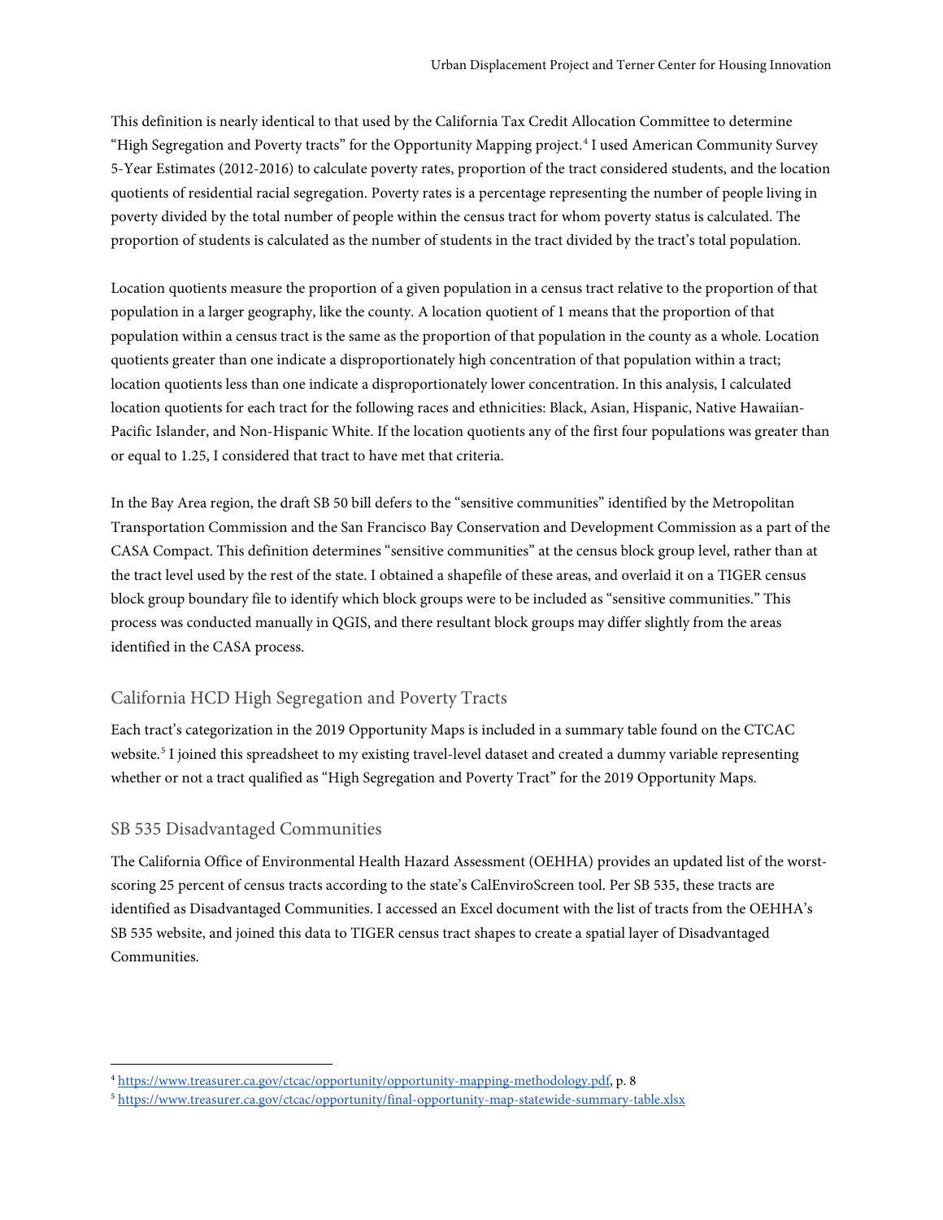This definition is nearly identical to that used by the California Tax Credit Allocation Committee to determine "High Segregation and Poverty tracts" for the Opportunity Mapping project.[4] I used American Community Survey 5-Year Estimates (2012-2016) to calculate poverty rates, proportion of the tract considered students, and the location quotients of residential racial segregation. Poverty rates is a percentage representing the number of people living in poverty divided by the total number of people within the census tract for whom poverty status is calculated. The proportion of students is calculated as the number of students in the tract divided by the tract's total population.

Location quotients measure the proportion of a given population in a census tract relative to the proportion of that population in a larger geography, like the county. A location quotient of 1 means that the proportion of that population within a census tract is the same as the proportion of that population in the county as a whole. Location quotients greater than one indicate a disproportionately high concentration of that population within a tract; location quotients less than one indicate a disproportionately lower concentration. In this analysis, I calculated location quotients for each tract for the following races and ethnicities: Black, Asian, Hispanic, Native Hawaiian-Pacific Islander, and Non-Hispanic White. If the location quotients any of the first four populations was greater than or equal to 1.25, I considered that tract to have met that criteria.

In the Bay Area region, the draft SB 50 bill defers to the "sensitive communities" identified by the Metropolitan Transportation Commission and the San Francisco Bay Conservation and Development Commission as a part of the CASA Compact. This definition determines "sensitive communities" at the census block group level, rather than at the tract level used by the rest of the state. I obtained a shapefile of these areas, and overlaid it on a TIGER census block group boundary file to identify which block groups were to be included as "sensitive communities." This process was conducted manually in QGIS, and there resultant block groups may differ slightly from the areas identified in the CASA process.

## California HCD High Segregation and Poverty Tracts

Each tract's categorization in the 2019 Opportunity Maps is included in a summary table found on the CTCAC website.[5] I joined this spreadsheet to my existing travel-level dataset and created a dummy variable representing whether or not a tract qualified as "High Segregation and Poverty Tract" for the 2019 Opportunity Maps.

## SB 535 Disadvantaged Communities

The California Office of Environmental Health Hazard Assessment (OEHHA) provides an updated list of the worst-scoring 25 percent of census tracts according to the state's CalEnviroScreen tool. Per SB 535, these tracts are identified as Disadvantaged Communities. I accessed an Excel document with the list of tracts from the OEHHA's SB 535 website, and joined this data to TIGER census tract shapes to create a spatial layer of Disadvantaged Communities.

---

[4] https://www.treasurer.ca.gov/ctcac/opportunity/opportunity-mapping-methodology.pdf, p. 8

[5] https://www.treasurer.ca.gov/ctcac/opportunity/final-opportunity-map-statewide-summary-table.xlsx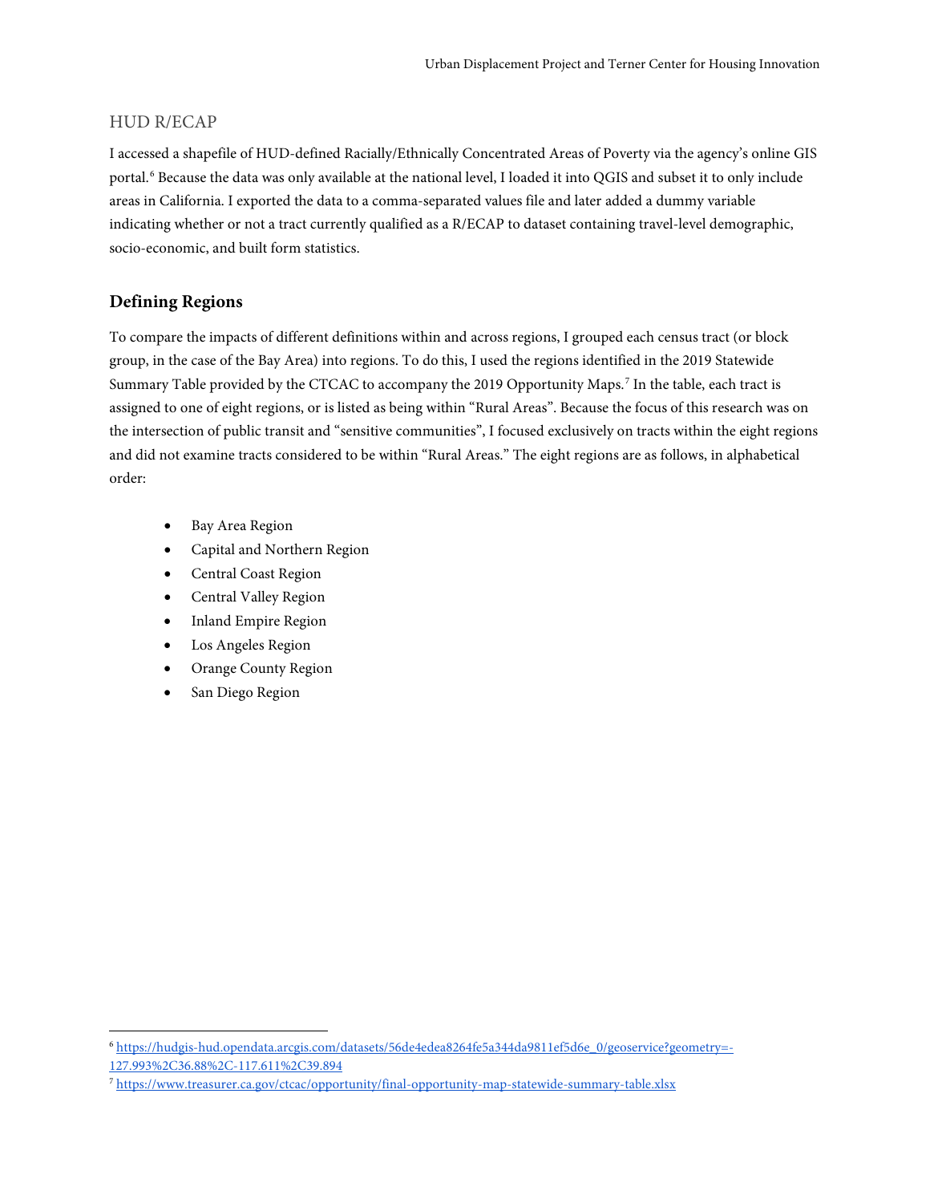### HUD R/ECAP

I accessed a shapefile of HUD-defined Racially/Ethnically Concentrated Areas of Poverty via the agency's online GIS portal.[6] Because the data was only available at the national level, I loaded it into QGIS and subset it to only include areas in California. I exported the data to a comma-separated values file and later added a dummy variable indicating whether or not a tract currently qualified as a R/ECAP to dataset containing travel-level demographic, socio-economic, and built form statistics.

## Defining Regions

To compare the impacts of different definitions within and across regions, I grouped each census tract (or block group, in the case of the Bay Area) into regions. To do this, I used the regions identified in the 2019 Statewide Summary Table provided by the CTCAC to accompany the 2019 Opportunity Maps.[7] In the table, each tract is assigned to one of eight regions, or is listed as being within "Rural Areas". Because the focus of this research was on the intersection of public transit and "sensitive communities", I focused exclusively on tracts within the eight regions and did not examine tracts considered to be within "Rural Areas." The eight regions are as follows, in alphabetical order:

- Bay Area Region
- Capital and Northern Region
- Central Coast Region
- Central Valley Region
- Inland Empire Region
- Los Angeles Region
- Orange County Region
- San Diego Region

[6] https://hudgis-hud.opendata.arcgis.com/datasets/56de4edea8264fe5a344da9811ef5d6e_0/geoservice?geometry=-127.993%2C36.88%2C-117.611%2C39.894

[7] https://www.treasurer.ca.gov/ctcac/opportunity/final-opportunity-map-statewide-summary-table.xlsx